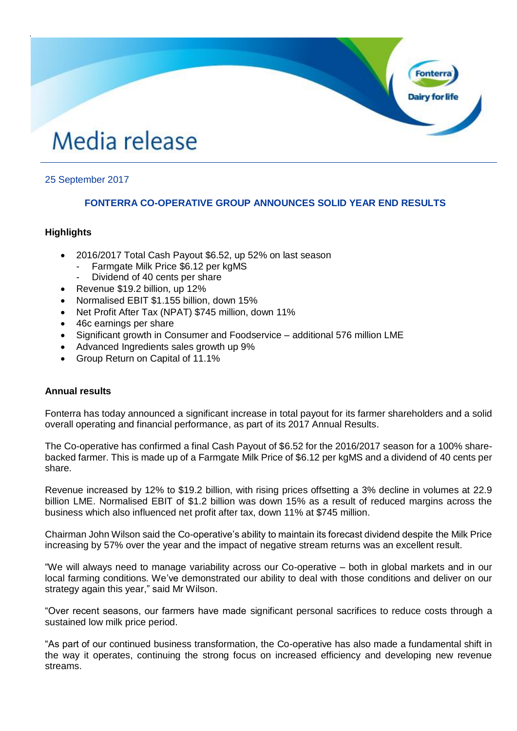# Media release

25 September 2017

## FONTERRA CO-OPERATIVE GROUP ANNOUNCES SOLID YEAR END RESULTS

**Highlights**

- 2016/2017 Total Cash Payout $6.52, up 52% on last season
  - Farmgate Milk Price $6.12 per kgMS
  - Dividend of 40 cents per share
- Revenue $19.2 billion, up 12%
- Normalised EBIT $1.155 billion, down 15%
- Net Profit After Tax (NPAT) $745 million, down 11%
- 46c earnings per share
- Significant growth in Consumer and Foodservice – additional 576 million LME
- Advanced Ingredients sales growth up 9%
- Group Return on Capital of 11.1%

**Annual results**

Fonterra has today announced a significant increase in total payout for its farmer shareholders and a solid overall operating and financial performance, as part of its 2017 Annual Results.

The Co-operative has confirmed a final Cash Payout of $6.52 for the 2016/2017 season for a 100% share-backed farmer. This is made up of a Farmgate Milk Price of $6.12 per kgMS and a dividend of 40 cents per share.

Revenue increased by 12% to $19.2 billion, with rising prices offsetting a 3% decline in volumes at 22.9 billion LME. Normalised EBIT of $1.2 billion was down 15% as a result of reduced margins across the business which also influenced net profit after tax, down 11% at $745 million.

Chairman John Wilson said the Co-operative's ability to maintain its forecast dividend despite the Milk Price increasing by 57% over the year and the impact of negative stream returns was an excellent result.

"We will always need to manage variability across our Co-operative – both in global markets and in our local farming conditions. We've demonstrated our ability to deal with those conditions and deliver on our strategy again this year," said Mr Wilson.

"Over recent seasons, our farmers have made significant personal sacrifices to reduce costs through a sustained low milk price period.

"As part of our continued business transformation, the Co-operative has also made a fundamental shift in the way it operates, continuing the strong focus on increased efficiency and developing new revenue streams.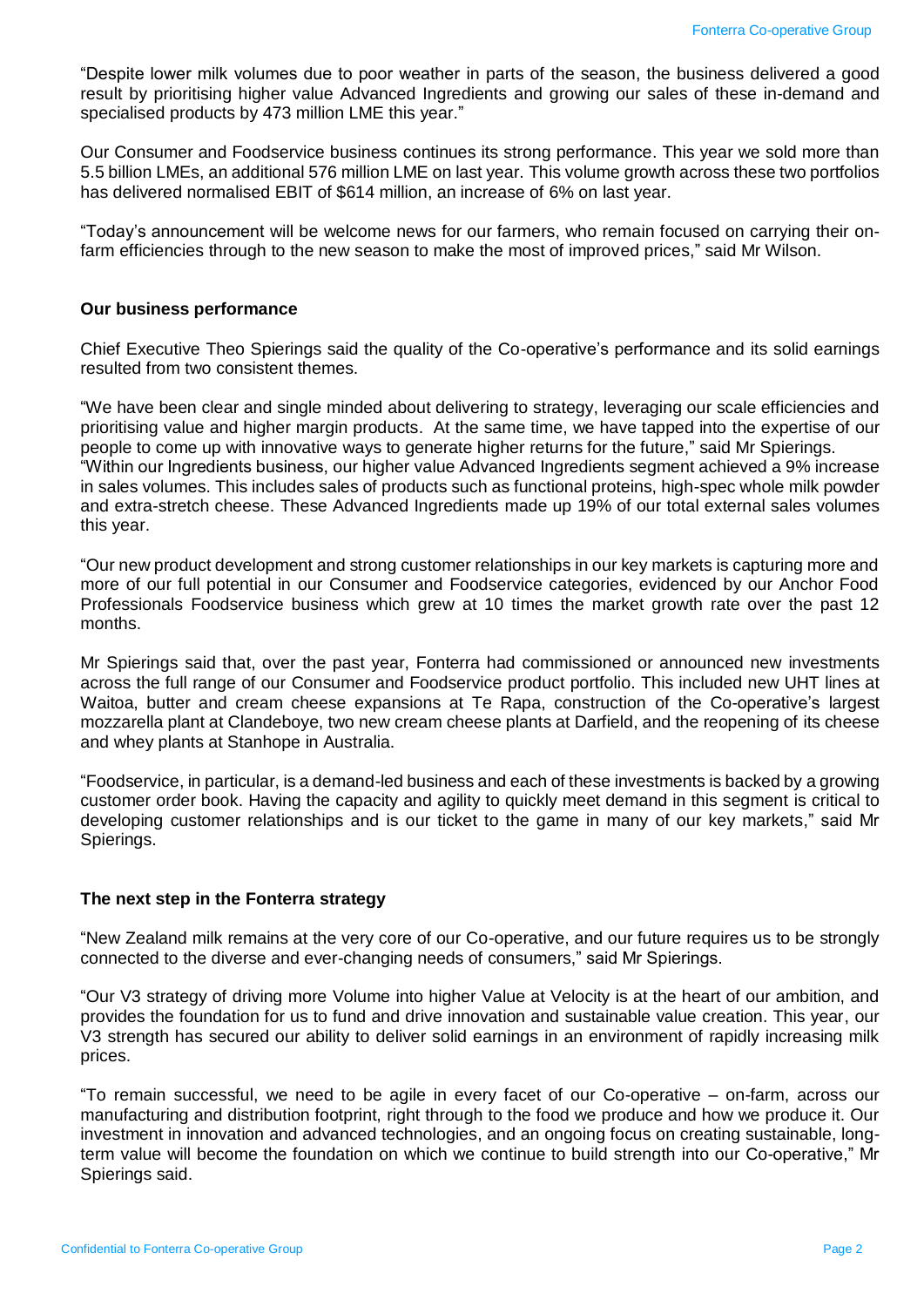"Despite lower milk volumes due to poor weather in parts of the season, the business delivered a good result by prioritising higher value Advanced Ingredients and growing our sales of these in-demand and specialised products by 473 million LME this year."

Our Consumer and Foodservice business continues its strong performance. This year we sold more than 5.5 billion LMEs, an additional 576 million LME on last year. This volume growth across these two portfolios has delivered normalised EBIT of $614 million, an increase of 6% on last year.

"Today's announcement will be welcome news for our farmers, who remain focused on carrying their on-farm efficiencies through to the new season to make the most of improved prices," said Mr Wilson.

**Our business performance**

Chief Executive Theo Spierings said the quality of the Co-operative's performance and its solid earnings resulted from two consistent themes.

"We have been clear and single minded about delivering to strategy, leveraging our scale efficiencies and prioritising value and higher margin products. At the same time, we have tapped into the expertise of our people to come up with innovative ways to generate higher returns for the future," said Mr Spierings.

"Within our Ingredients business, our higher value Advanced Ingredients segment achieved a 9% increase in sales volumes. This includes sales of products such as functional proteins, high-spec whole milk powder and extra-stretch cheese. These Advanced Ingredients made up 19% of our total external sales volumes this year.

"Our new product development and strong customer relationships in our key markets is capturing more and more of our full potential in our Consumer and Foodservice categories, evidenced by our Anchor Food Professionals Foodservice business which grew at 10 times the market growth rate over the past 12 months.

Mr Spierings said that, over the past year, Fonterra had commissioned or announced new investments across the full range of our Consumer and Foodservice product portfolio. This included new UHT lines at Waitoa, butter and cream cheese expansions at Te Rapa, construction of the Co-operative's largest mozzarella plant at Clandeboye, two new cream cheese plants at Darfield, and the reopening of its cheese and whey plants at Stanhope in Australia.

"Foodservice, in particular, is a demand-led business and each of these investments is backed by a growing customer order book. Having the capacity and agility to quickly meet demand in this segment is critical to developing customer relationships and is our ticket to the game in many of our key markets," said Mr Spierings.

**The next step in the Fonterra strategy**

"New Zealand milk remains at the very core of our Co-operative, and our future requires us to be strongly connected to the diverse and ever-changing needs of consumers," said Mr Spierings.

"Our V3 strategy of driving more Volume into higher Value at Velocity is at the heart of our ambition, and provides the foundation for us to fund and drive innovation and sustainable value creation. This year, our V3 strength has secured our ability to deliver solid earnings in an environment of rapidly increasing milk prices.

"To remain successful, we need to be agile in every facet of our Co-operative – on-farm, across our manufacturing and distribution footprint, right through to the food we produce and how we produce it. Our investment in innovation and advanced technologies, and an ongoing focus on creating sustainable, long-term value will become the foundation on which we continue to build strength into our Co-operative," Mr Spierings said.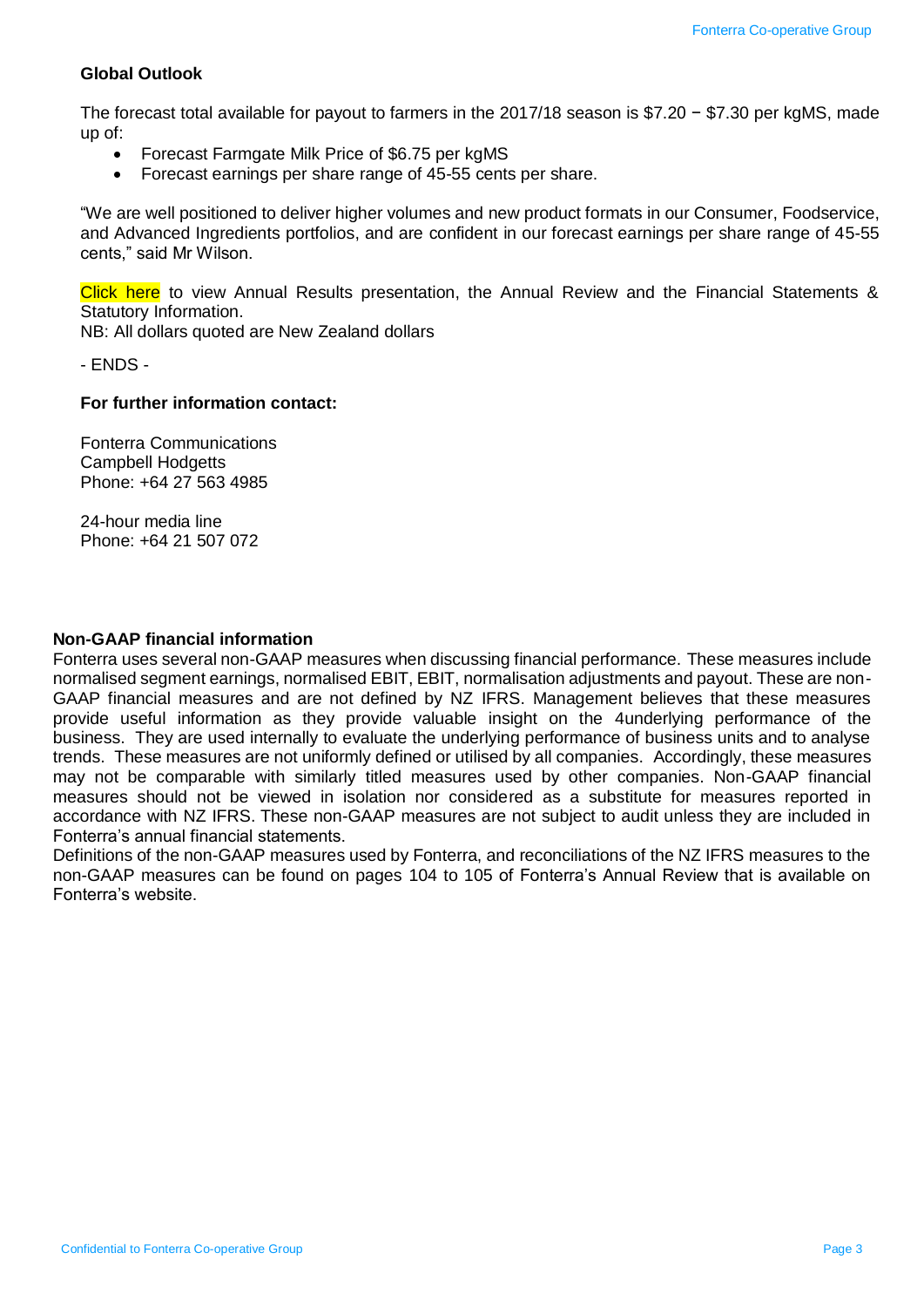**Global Outlook**

The forecast total available for payout to farmers in the 2017/18 season is $7.20 − $7.30 per kgMS, made up of:

- Forecast Farmgate Milk Price of $6.75 per kgMS
- Forecast earnings per share range of 45-55 cents per share.

"We are well positioned to deliver higher volumes and new product formats in our Consumer, Foodservice, and Advanced Ingredients portfolios, and are confident in our forecast earnings per share range of 45-55 cents," said Mr Wilson.

Click here to view Annual Results presentation, the Annual Review and the Financial Statements & Statutory Information.
NB: All dollars quoted are New Zealand dollars

- ENDS -

**For further information contact:**

Fonterra Communications
Campbell Hodgetts
Phone: +64 27 563 4985

24-hour media line
Phone: +64 21 507 072

**Non-GAAP financial information**

Fonterra uses several non-GAAP measures when discussing financial performance. These measures include normalised segment earnings, normalised EBIT, EBIT, normalisation adjustments and payout. These are non-GAAP financial measures and are not defined by NZ IFRS. Management believes that these measures provide useful information as they provide valuable insight on the 4underlying performance of the business. They are used internally to evaluate the underlying performance of business units and to analyse trends. These measures are not uniformly defined or utilised by all companies. Accordingly, these measures may not be comparable with similarly titled measures used by other companies. Non-GAAP financial measures should not be viewed in isolation nor considered as a substitute for measures reported in accordance with NZ IFRS. These non-GAAP measures are not subject to audit unless they are included in Fonterra's annual financial statements.
Definitions of the non-GAAP measures used by Fonterra, and reconciliations of the NZ IFRS measures to the non-GAAP measures can be found on pages 104 to 105 of Fonterra's Annual Review that is available on Fonterra's website.